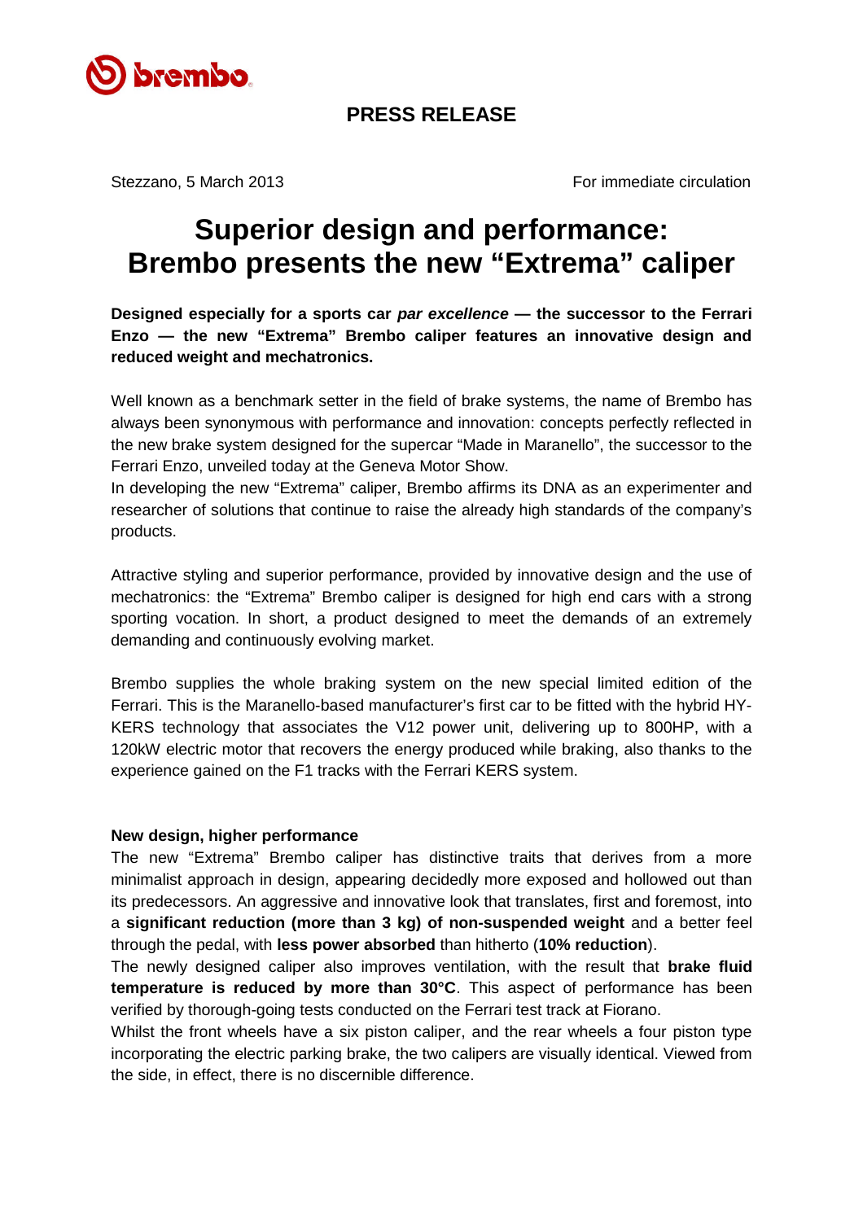**PRESS RELEASE**

Stezzano, 5 March 2013 For immediate circulation

# Superior design and performance: Brembo presents the new “Extrema” caliper

**Designed especially for a sports car *par excellence* — the successor to the Ferrari Enzo — the new “Extrema” Brembo caliper features an innovative design and reduced weight and mechatronics.**

Well known as a benchmark setter in the field of brake systems, the name of Brembo has always been synonymous with performance and innovation: concepts perfectly reflected in the new brake system designed for the supercar “Made in Maranello”, the successor to the Ferrari Enzo, unveiled today at the Geneva Motor Show.
In developing the new “Extrema” caliper, Brembo affirms its DNA as an experimenter and researcher of solutions that continue to raise the already high standards of the company's products.

Attractive styling and superior performance, provided by innovative design and the use of mechatronics: the “Extrema” Brembo caliper is designed for high end cars with a strong sporting vocation. In short, a product designed to meet the demands of an extremely demanding and continuously evolving market.

Brembo supplies the whole braking system on the new special limited edition of the Ferrari. This is the Maranello-based manufacturer's first car to be fitted with the hybrid HY-KERS technology that associates the V12 power unit, delivering up to 800HP, with a 120kW electric motor that recovers the energy produced while braking, also thanks to the experience gained on the F1 tracks with the Ferrari KERS system.

**New design, higher performance**

The new “Extrema” Brembo caliper has distinctive traits that derives from a more minimalist approach in design, appearing decidedly more exposed and hollowed out than its predecessors. An aggressive and innovative look that translates, first and foremost, into a **significant reduction (more than 3 kg) of non-suspended weight** and a better feel through the pedal, with **less power absorbed** than hitherto (**10% reduction**).
The newly designed caliper also improves ventilation, with the result that **brake fluid temperature is reduced by more than 30°C**. This aspect of performance has been verified by thorough-going tests conducted on the Ferrari test track at Fiorano.
Whilst the front wheels have a six piston caliper, and the rear wheels a four piston type incorporating the electric parking brake, the two calipers are visually identical. Viewed from the side, in effect, there is no discernible difference.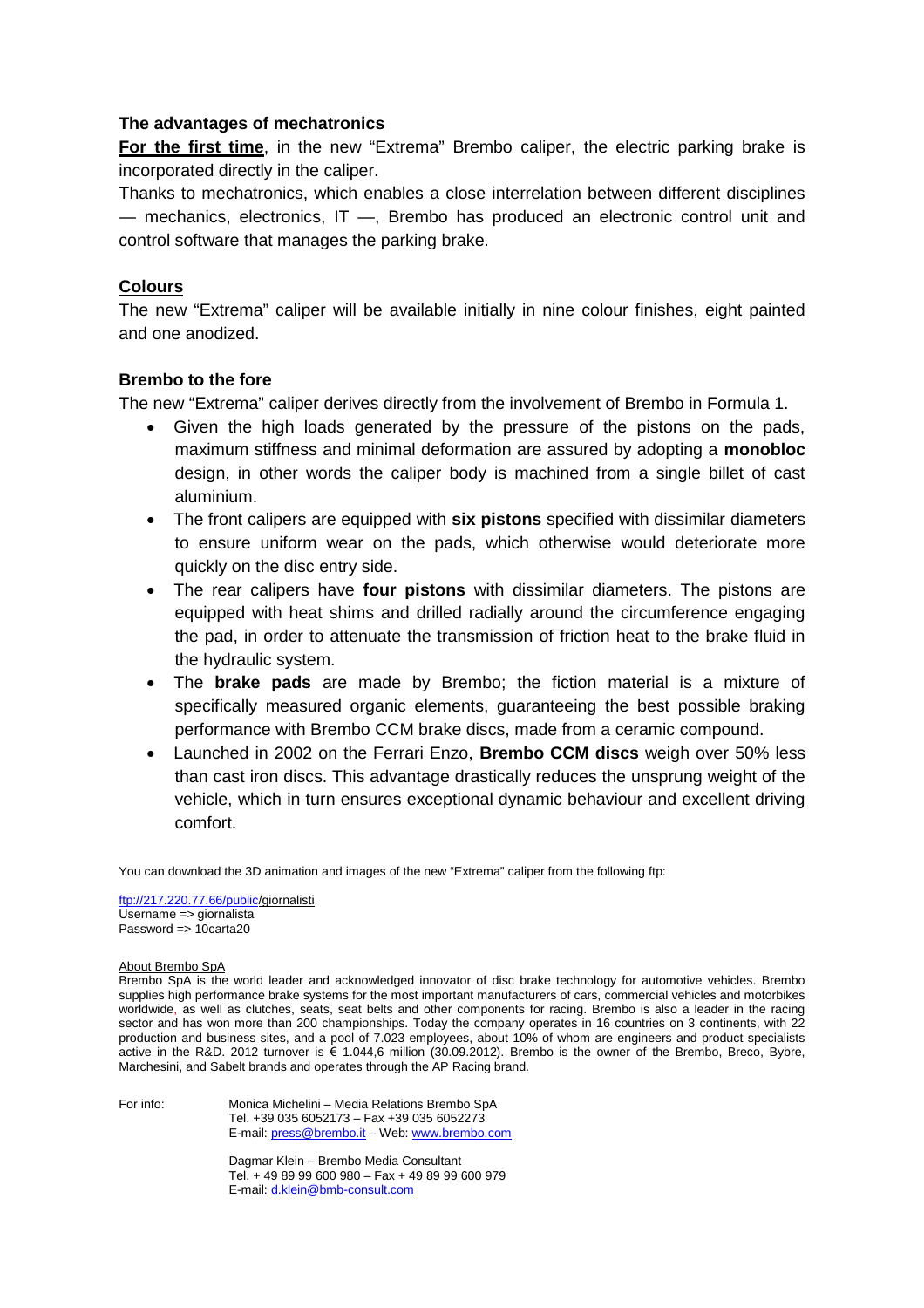### The advantages of mechatronics

**For the first time**, in the new "Extrema" Brembo caliper, the electric parking brake is incorporated directly in the caliper.

Thanks to mechatronics, which enables a close interrelation between different disciplines — mechanics, electronics, IT —, Brembo has produced an electronic control unit and control software that manages the parking brake.

### Colours

The new "Extrema" caliper will be available initially in nine colour finishes, eight painted and one anodized.

### Brembo to the fore

The new "Extrema" caliper derives directly from the involvement of Brembo in Formula 1.

- Given the high loads generated by the pressure of the pistons on the pads, maximum stiffness and minimal deformation are assured by adopting a **monobloc** design, in other words the caliper body is machined from a single billet of cast aluminium.
- The front calipers are equipped with **six pistons** specified with dissimilar diameters to ensure uniform wear on the pads, which otherwise would deteriorate more quickly on the disc entry side.
- The rear calipers have **four pistons** with dissimilar diameters. The pistons are equipped with heat shims and drilled radially around the circumference engaging the pad, in order to attenuate the transmission of friction heat to the brake fluid in the hydraulic system.
- The **brake pads** are made by Brembo; the fiction material is a mixture of specifically measured organic elements, guaranteeing the best possible braking performance with Brembo CCM brake discs, made from a ceramic compound.
- Launched in 2002 on the Ferrari Enzo, **Brembo CCM discs** weigh over 50% less than cast iron discs. This advantage drastically reduces the unsprung weight of the vehicle, which in turn ensures exceptional dynamic behaviour and excellent driving comfort.

You can download the 3D animation and images of the new "Extrema" caliper from the following ftp:

ftp://217.220.77.66/public/giornalisti
Username => giornalista
Password => 10carta20

About Brembo SpA

Brembo SpA is the world leader and acknowledged innovator of disc brake technology for automotive vehicles. Brembo supplies high performance brake systems for the most important manufacturers of cars, commercial vehicles and motorbikes worldwide, as well as clutches, seats, seat belts and other components for racing. Brembo is also a leader in the racing sector and has won more than 200 championships. Today the company operates in 16 countries on 3 continents, with 22 production and business sites, and a pool of 7.023 employees, about 10% of whom are engineers and product specialists active in the R&D. 2012 turnover is € 1.044,6 million (30.09.2012). Brembo is the owner of the Brembo, Breco, Bybre, Marchesini, and Sabelt brands and operates through the AP Racing brand.

For info:

Monica Michelini – Media Relations Brembo SpA
Tel. +39 035 6052173 – Fax +39 035 6052273
E-mail: press@brembo.it – Web: www.brembo.com

Dagmar Klein – Brembo Media Consultant
Tel. + 49 89 99 600 980 – Fax + 49 89 99 600 979
E-mail: d.klein@bmb-consult.com